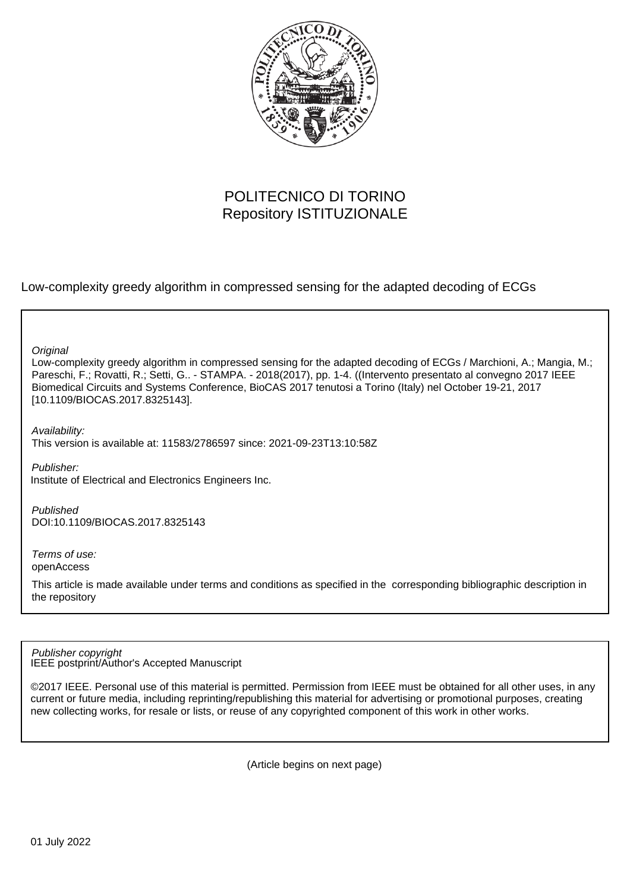POLITECNICO DI TORINO
Repository ISTITUZIONALE

Low-complexity greedy algorithm in compressed sensing for the adapted decoding of ECGs

*Original*
Low-complexity greedy algorithm in compressed sensing for the adapted decoding of ECGs / Marchioni, A.; Mangia, M.; Pareschi, F.; Rovatti, R.; Setti, G.. - STAMPA. - 2018(2017), pp. 1-4. ((Intervento presentato al convegno 2017 IEEE Biomedical Circuits and Systems Conference, BioCAS 2017 tenutosi a Torino (Italy) nel October 19-21, 2017 [10.1109/BIOCAS.2017.8325143].

*Availability:*
This version is available at: 11583/2786597 since: 2021-09-23T13:10:58Z

*Publisher:*
Institute of Electrical and Electronics Engineers Inc.

*Published*
DOI:10.1109/BIOCAS.2017.8325143

*Terms of use:*
openAccess

This article is made available under terms and conditions as specified in the corresponding bibliographic description in the repository

*Publisher copyright*
IEEE postprint/Author's Accepted Manuscript

©2017 IEEE. Personal use of this material is permitted. Permission from IEEE must be obtained for all other uses, in any current or future media, including reprinting/republishing this material for advertising or promotional purposes, creating new collecting works, for resale or lists, or reuse of any copyrighted component of this work in other works.

(Article begins on next page)

01 July 2022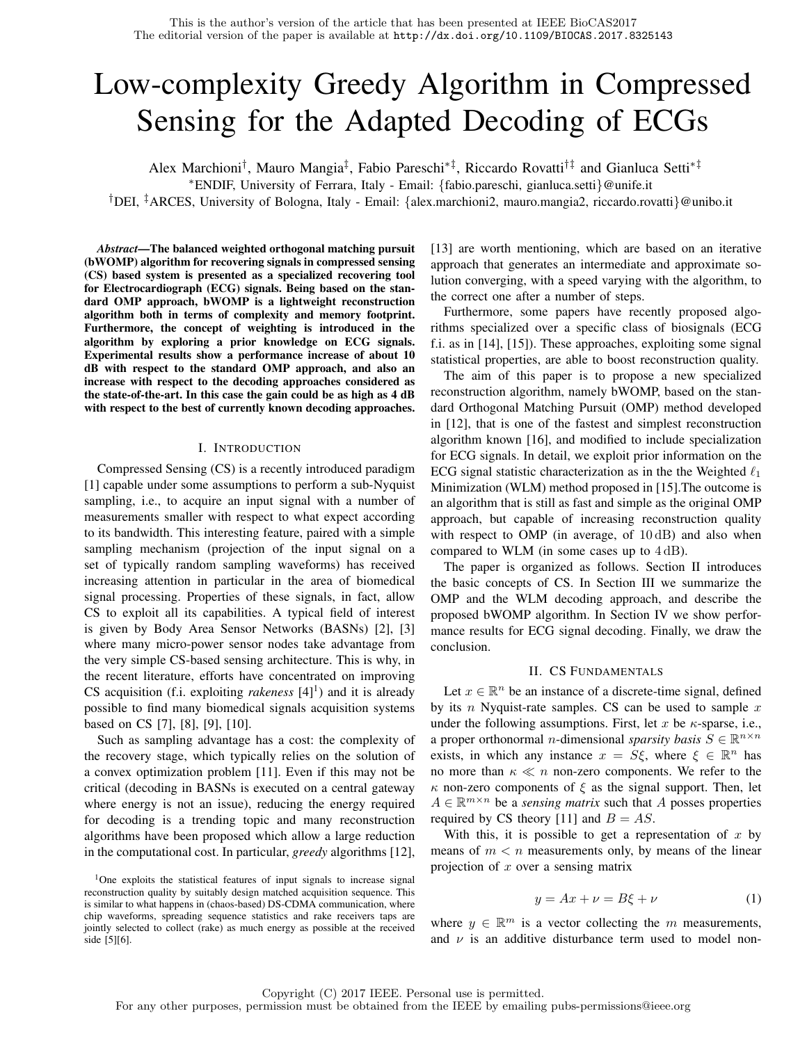# Low-complexity Greedy Algorithm in Compressed Sensing for the Adapted Decoding of ECGs

Alex Marchioni[†], Mauro Mangia[‡], Fabio Pareschi[*‡], Riccardo Rovatti[†‡] and Gianluca Setti[*‡]

[*]ENDIF, University of Ferrara, Italy - Email: {fabio.pareschi, gianluca.setti}@unife.it

[†]DEI, [‡]ARCES, University of Bologna, Italy - Email: {alex.marchioni2, mauro.mangia2, riccardo.rovatti}@unibo.it

***Abstract*—The balanced weighted orthogonal matching pursuit (bWOMP) algorithm for recovering signals in compressed sensing (CS) based system is presented as a specialized recovering tool for Electrocardiograph (ECG) signals. Being based on the standard OMP approach, bWOMP is a lightweight reconstruction algorithm both in terms of complexity and memory footprint. Furthermore, the concept of weighting is introduced in the algorithm by exploring a prior knowledge on ECG signals. Experimental results show a performance increase of about 10 dB with respect to the standard OMP approach, and also an increase with respect to the decoding approaches considered as the state-of-the-art. In this case the gain could be as high as 4 dB with respect to the best of currently known decoding approaches.**

## I. Introduction

Compressed Sensing (CS) is a recently introduced paradigm [1] capable under some assumptions to perform a sub-Nyquist sampling, i.e., to acquire an input signal with a number of measurements smaller with respect to what expect according to its bandwidth. This interesting feature, paired with a simple sampling mechanism (projection of the input signal on a set of typically random sampling waveforms) has received increasing attention in particular in the area of biomedical signal processing. Properties of these signals, in fact, allow CS to exploit all its capabilities. A typical field of interest is given by Body Area Sensor Networks (BASNs) [2], [3] where many micro-power sensor nodes take advantage from the very simple CS-based sensing architecture. This is why, in the recent literature, efforts have concentrated on improving CS acquisition (f.i. exploiting *rakeness* [4][1]) and it is already possible to find many biomedical signals acquisition systems based on CS [7], [8], [9], [10].

Such as sampling advantage has a cost: the complexity of the recovery stage, which typically relies on the solution of a convex optimization problem [11]. Even if this may not be critical (decoding in BASNs is executed on a central gateway where energy is not an issue), reducing the energy required for decoding is a trending topic and many reconstruction algorithms have been proposed which allow a large reduction in the computational cost. In particular, *greedy* algorithms [12], [13] are worth mentioning, which are based on an iterative approach that generates an intermediate and approximate solution converging, with a speed varying with the algorithm, to the correct one after a number of steps.

Furthermore, some papers have recently proposed algorithms specialized over a specific class of biosignals (ECG f.i. as in [14], [15]). These approaches, exploiting some signal statistical properties, are able to boost reconstruction quality.

The aim of this paper is to propose a new specialized reconstruction algorithm, namely bWOMP, based on the standard Orthogonal Matching Pursuit (OMP) method developed in [12], that is one of the fastest and simplest reconstruction algorithm known [16], and modified to include specialization for ECG signals. In detail, we exploit prior information on the ECG signal statistic characterization as in the the Weighted $\ell_1$ Minimization (WLM) method proposed in [15].The outcome is an algorithm that is still as fast and simple as the original OMP approach, but capable of increasing reconstruction quality with respect to OMP (in average, of $10\,\mathrm{dB}$) and also when compared to WLM (in some cases up to $4\,\mathrm{dB}$).

The paper is organized as follows. Section II introduces the basic concepts of CS. In Section III we summarize the OMP and the WLM decoding approach, and describe the proposed bWOMP algorithm. In Section IV we show performance results for ECG signal decoding. Finally, we draw the conclusion.

## II. CS Fundamentals

Let $x \in \mathbb{R}^n$ be an instance of a discrete-time signal, defined by its $n$ Nyquist-rate samples. CS can be used to sample $x$ under the following assumptions. First, let $x$ be $\kappa$-sparse, i.e., a proper orthonormal $n$-dimensional *sparsity basis* $S \in \mathbb{R}^{n\times n}$ exists, in which any instance $x = S\xi$, where $\xi \in \mathbb{R}^n$ has no more than $\kappa \ll n$ non-zero components. We refer to the $\kappa$ non-zero components of $\xi$ as the signal support. Then, let $A \in \mathbb{R}^{m\times n}$ be a *sensing matrix* such that $A$ posses properties required by CS theory [11] and $B = AS$.

With this, it is possible to get a representation of $x$ by means of $m < n$ measurements only, by means of the linear projection of $x$ over a sensing matrix

$$y = Ax + \nu = B\xi + \nu \tag{1}$$

where $y \in \mathbb{R}^m$ is a vector collecting the $m$ measurements, and $\nu$ is an additive disturbance term used to model non-

[1]One exploits the statistical features of input signals to increase signal reconstruction quality by suitably design matched acquisition sequence. This is similar to what happens in (chaos-based) DS-CDMA communication, where chip waveforms, spreading sequence statistics and rake receivers taps are jointly selected to collect (rake) as much energy as possible at the received side [5][6].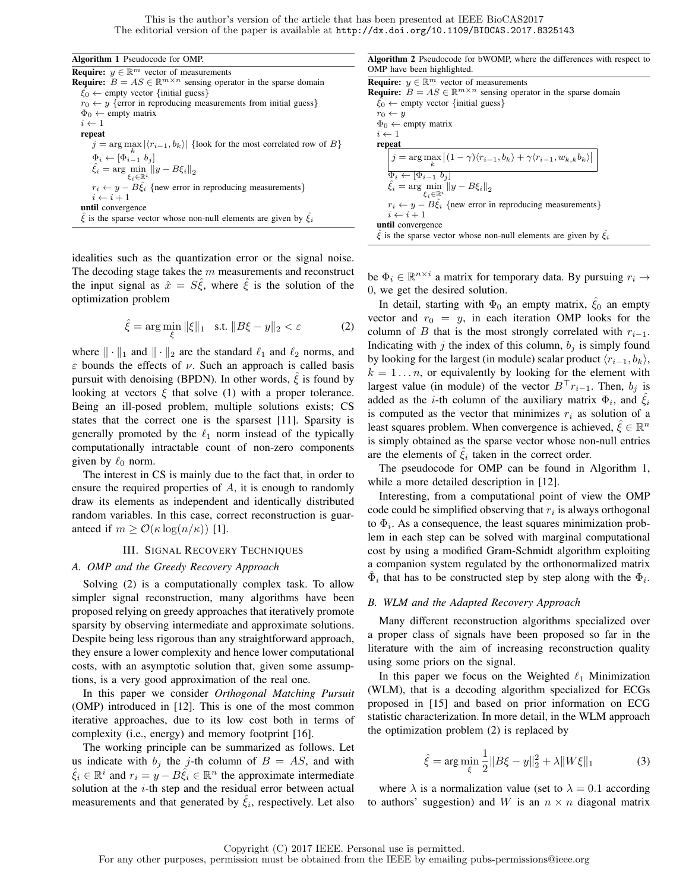**Algorithm 1** Pseudocode for OMP.

**Require:** $y \in \mathbb{R}^m$ vector of measurements
**Require:** $B = AS \in \mathbb{R}^{m\times n}$ sensing operator in the sparse domain
 $\hat{\xi}_0 \leftarrow$ empty vector {initial guess}
 $r_0 \leftarrow y$ {error in reproducing measurements from initial guess}
 $\Phi_0 \leftarrow$ empty matrix
 $i \leftarrow 1$
 **repeat**
  $j = \arg\max_k |\langle r_{i-1}, b_k\rangle|$ {look for the most correlated row of $B$}
  $\Phi_i \leftarrow [\Phi_{i-1}\ b_j]$
  $\hat{\xi}_i = \arg\min_{\xi_i \in \mathbb{R}^i} \|y - B\xi_i\|_2$
  $r_i \leftarrow y - B\hat{\xi}_i$ {new error in reproducing measurements}
  $i \leftarrow i + 1$
 **until** convergence
 $\hat{\xi}$ is the sparse vector whose non-null elements are given by $\hat{\xi}_i$

**Algorithm 2** Pseudocode for bWOMP, where the differences with respect to OMP have been highlighted.

**Require:** $y \in \mathbb{R}^m$ vector of measurements
**Require:** $B = AS \in \mathbb{R}^{m\times n}$ sensing operator in the sparse domain
 $\hat{\xi}_0 \leftarrow$ empty vector {initial guess}
 $r_0 \leftarrow y$
 $\Phi_0 \leftarrow$ empty matrix
 $i \leftarrow 1$
 **repeat**
  $j = \arg\max_k \left|(1-\gamma)\langle r_{i-1}, b_k\rangle + \gamma\langle r_{i-1}, w_{k,k}b_k\rangle\right|$
  $\Phi_i \leftarrow [\Phi_{i-1}\ b_j]$
  $\hat{\xi}_i = \arg\min_{\xi_i \in \mathbb{R}^i} \|y - B\xi_i\|_2$
  $r_i \leftarrow y - B\hat{\xi}_i$ {new error in reproducing measurements}
  $i \leftarrow i + 1$
 **until** convergence
 $\hat{\xi}$ is the sparse vector whose non-null elements are given by $\hat{\xi}_i$

idealities such as the quantization error or the signal noise. The decoding stage takes the $m$ measurements and reconstruct the input signal as $\hat{x} = S\hat{\xi}$, where $\hat{\xi}$ is the solution of the optimization problem

$$\hat{\xi} = \arg\min_{\xi} \|\xi\|_1 \quad \text{s.t. } \|B\xi - y\|_2 < \varepsilon \tag{2}$$

where $\|\cdot\|_1$ and $\|\cdot\|_2$ are the standard $\ell_1$ and $\ell_2$ norms, and $\varepsilon$ bounds the effects of $\nu$. Such an approach is called basis pursuit with denoising (BPDN). In other words, $\hat{\xi}$ is found by looking at vectors $\xi$ that solve (1) with a proper tolerance. Being an ill-posed problem, multiple solutions exists; CS states that the correct one is the sparsest [11]. Sparsity is generally promoted by the $\ell_1$ norm instead of the typically computationally intractable count of non-zero components given by $\ell_0$ norm.

The interest in CS is mainly due to the fact that, in order to ensure the required properties of $A$, it is enough to randomly draw its elements as independent and identically distributed random variables. In this case, correct reconstruction is guaranteed if $m \geq \mathcal{O}(\kappa \log(n/\kappa))$ [1].

## III. Signal Recovery Techniques

### A. OMP and the Greedy Recovery Approach

Solving (2) is a computationally complex task. To allow simpler signal reconstruction, many algorithms have been proposed relying on greedy approaches that iteratively promote sparsity by observing intermediate and approximate solutions. Despite being less rigorous than any straightforward approach, they ensure a lower complexity and hence lower computational costs, with an asymptotic solution that, given some assumptions, is a very good approximation of the real one.

In this paper we consider *Orthogonal Matching Pursuit* (OMP) introduced in [12]. This is one of the most common iterative approaches, due to its low cost both in terms of complexity (i.e., energy) and memory footprint [16].

The working principle can be summarized as follows. Let us indicate with $b_j$ the $j$-th column of $B = AS$, and with $\hat{\xi}_i \in \mathbb{R}^i$ and $r_i = y - B\hat{\xi}_i \in \mathbb{R}^n$ the approximate intermediate solution at the $i$-th step and the residual error between actual measurements and that generated by $\hat{\xi}_i$, respectively. Let also be $\Phi_i \in \mathbb{R}^{n\times i}$ a matrix for temporary data. By pursuing $r_i \to 0$, we get the desired solution.

In detail, starting with $\Phi_0$ an empty matrix, $\hat{\xi}_0$ an empty vector and $r_0 = y$, in each iteration OMP looks for the column of $B$ that is the most strongly correlated with $r_{i-1}$. Indicating with $j$ the index of this column, $b_j$ is simply found by looking for the largest (in module) scalar product $\langle r_{i-1}, b_k\rangle$, $k = 1 \ldots n$, or equivalently by looking for the element with largest value (in module) of the vector $B^\top r_{i-1}$. Then, $b_j$ is added as the $i$-th column of the auxiliary matrix $\Phi_i$, and $\hat{\xi}_i$ is computed as the vector that minimizes $r_i$ as solution of a least squares problem. When convergence is achieved, $\hat{\xi} \in \mathbb{R}^n$ is simply obtained as the sparse vector whose non-null entries are the elements of $\hat{\xi}_i$ taken in the correct order.

The pseudocode for OMP can be found in Algorithm 1, while a more detailed description in [12].

Interesting, from a computational point of view the OMP code could be simplified observing that $r_i$ is always orthogonal to $\Phi_i$. As a consequence, the least squares minimization problem in each step can be solved with marginal computational cost by using a modified Gram-Schmidt algorithm exploiting a companion system regulated by the orthonormalized matrix $\hat{\Phi}_i$ that has to be constructed step by step along with the $\Phi_i$.

### B. WLM and the Adapted Recovery Approach

Many different reconstruction algorithms specialized over a proper class of signals have been proposed so far in the literature with the aim of increasing reconstruction quality using some priors on the signal.

In this paper we focus on the Weighted $\ell_1$ Minimization (WLM), that is a decoding algorithm specialized for ECGs proposed in [15] and based on prior information on ECG statistic characterization. In more detail, in the WLM approach the optimization problem (2) is replaced by

$$\hat{\xi} = \arg\min_{\xi} \frac{1}{2}\|B\xi - y\|_2^2 + \lambda\|W\xi\|_1 \tag{3}$$

where $\lambda$ is a normalization value (set to $\lambda = 0.1$ according to authors' suggestion) and $W$ is an $n \times n$ diagonal matrix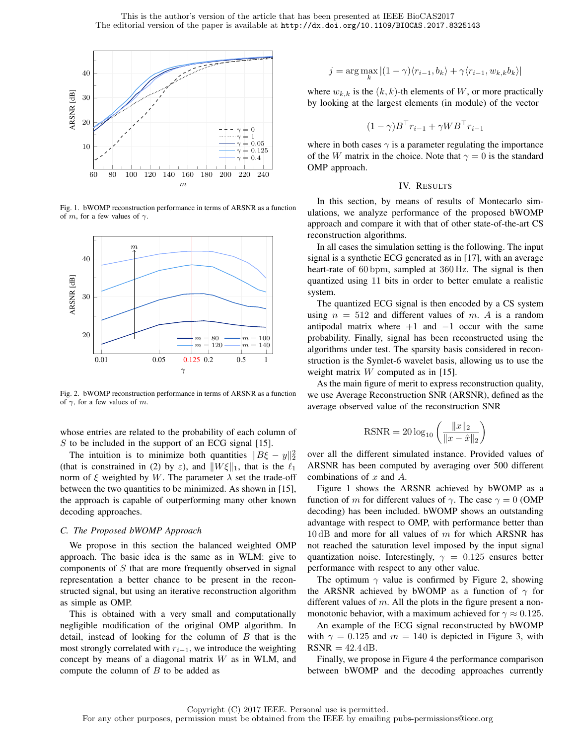Fig. 1. bWOMP reconstruction performance in terms of ARSNR as a function of $m$, for a few values of $\gamma$.

Fig. 2. bWOMP reconstruction performance in terms of ARSNR as a function of $\gamma$, for a few values of $m$.

whose entries are related to the probability of each column of $S$ to be included in the support of an ECG signal [15].

The intuition is to minimize both quantities $\|B\xi - y\|_2^2$ (that is constrained in (2) by $\varepsilon$), and $\|W\xi\|_1$, that is the $\ell_1$ norm of $\xi$ weighted by $W$. The parameter $\lambda$ set the trade-off between the two quantities to be minimized. As shown in [15], the approach is capable of outperforming many other known decoding approaches.

### C. The Proposed bWOMP Approach

We propose in this section the balanced weighted OMP approach. The basic idea is the same as in WLM: give to components of $S$ that are more frequently observed in signal representation a better chance to be present in the reconstructed signal, but using an iterative reconstruction algorithm as simple as OMP.

This is obtained with a very small and computationally negligible modification of the original OMP algorithm. In detail, instead of looking for the column of $B$ that is the most strongly correlated with $r_{i-1}$, we introduce the weighting concept by means of a diagonal matrix $W$ as in WLM, and compute the column of $B$ to be added as

$$j = \arg\max_k |(1-\gamma)\langle r_{i-1}, b_k\rangle + \gamma\langle r_{i-1}, w_{k,k} b_k\rangle|$$

where $w_{k,k}$ is the $(k,k)$-th elements of $W$, or more practically by looking at the largest elements (in module) of the vector

$$(1-\gamma)B^\top r_{i-1} + \gamma W B^\top r_{i-1}$$

where in both cases $\gamma$ is a parameter regulating the importance of the $W$ matrix in the choice. Note that $\gamma = 0$ is the standard OMP approach.

## IV. Results

In this section, by means of results of Montecarlo simulations, we analyze performance of the proposed bWOMP approach and compare it with that of other state-of-the-art CS reconstruction algorithms.

In all cases the simulation setting is the following. The input signal is a synthetic ECG generated as in [17], with an average heart-rate of 60 bpm, sampled at 360 Hz. The signal is then quantized using 11 bits in order to better emulate a realistic system.

The quantized ECG signal is then encoded by a CS system using $n = 512$ and different values of $m$. $A$ is a random antipodal matrix where $+1$ and $-1$ occur with the same probability. Finally, signal has been reconstructed using the algorithms under test. The sparsity basis considered in reconstruction is the Symlet-6 wavelet basis, allowing us to use the weight matrix $W$ computed as in [15].

As the main figure of merit to express reconstruction quality, we use Average Reconstruction SNR (ARSNR), defined as the average observed value of the reconstruction SNR

$$\text{RSNR} = 20\log_{10}\left(\frac{\|x\|_2}{\|x - \hat{x}\|_2}\right)$$

over all the different simulated instance. Provided values of ARSNR has been computed by averaging over 500 different combinations of $x$ and $A$.

Figure 1 shows the ARSNR achieved by bWOMP as a function of $m$ for different values of $\gamma$. The case $\gamma = 0$ (OMP decoding) has been included. bWOMP shows an outstanding advantage with respect to OMP, with performance better than 10 dB and more for all values of $m$ for which ARSNR has not reached the saturation level imposed by the input signal quantization noise. Interestingly, $\gamma = 0.125$ ensures better performance with respect to any other value.

The optimum $\gamma$ value is confirmed by Figure 2, showing the ARSNR achieved by bWOMP as a function of $\gamma$ for different values of $m$. All the plots in the figure present a non-monotonic behavior, with a maximum achieved for $\gamma \approx 0.125$.

An example of the ECG signal reconstructed by bWOMP with $\gamma = 0.125$ and $m = 140$ is depicted in Figure 3, with RSNR $= 42.4$ dB.

Finally, we propose in Figure 4 the performance comparison between bWOMP and the decoding approaches currently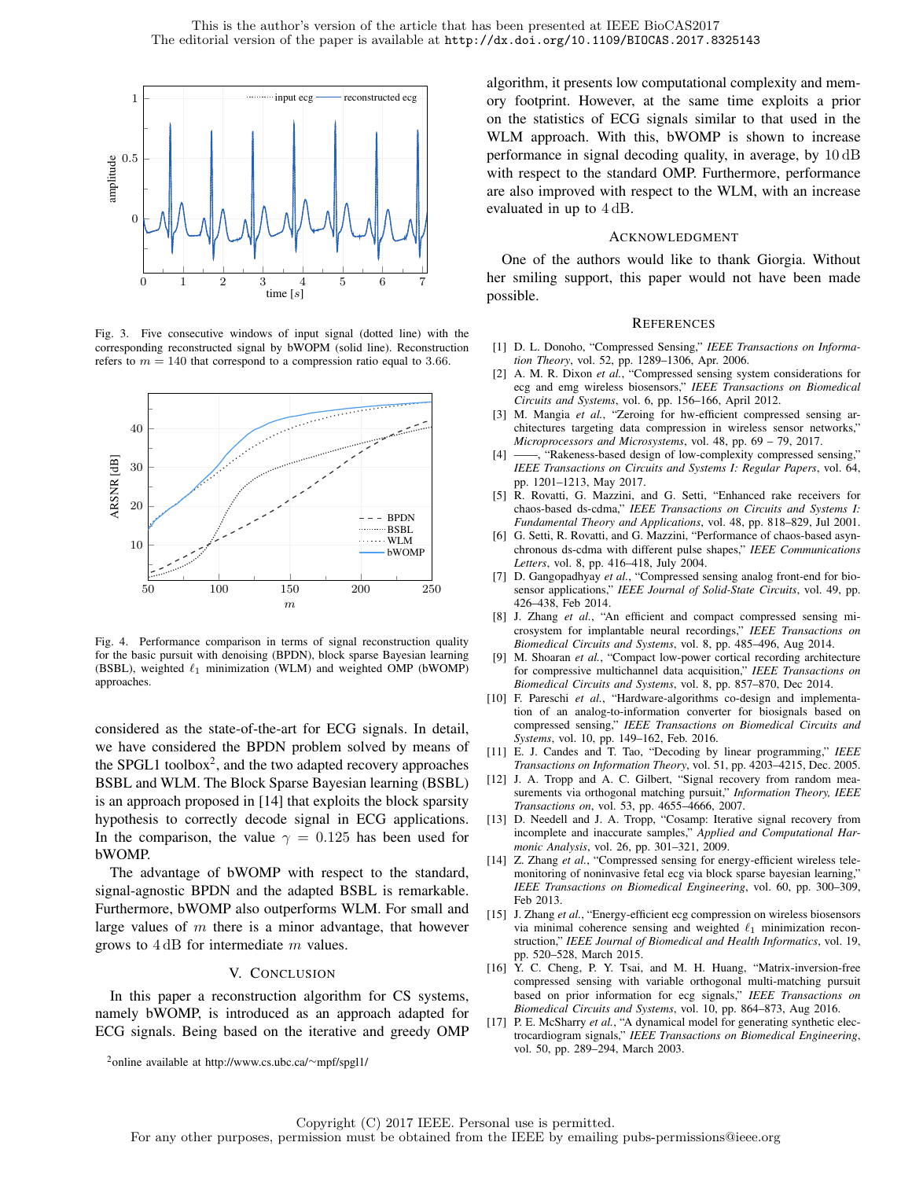This is the author's version of the article that has been presented at IEEE BioCAS2017
The editorial version of the paper is available at http://dx.doi.org/10.1109/BIOCAS.2017.8325143

input ecg
reconstructed ecg
amplitude
1
0.5
0
0 1 2 3 4 5 6 7
time [$s$]

Fig. 3. Five consecutive windows of input signal (dotted line) with the corresponding reconstructed signal by bWOPM (solid line). Reconstruction refers to $m = 140$ that correspond to a compression ratio equal to 3.66.

ARSNR [dB]
40
30
20
10
50 100 150 200 250
$m$
BPDN
BSBL
WLM
bWOMP

Fig. 4. Performance comparison in terms of signal reconstruction quality for the basic pursuit with denoising (BPDN), block sparse Bayesian learning (BSBL), weighted $\ell_1$ minimization (WLM) and weighted OMP (bWOMP) approaches.

considered as the state-of-the-art for ECG signals. In detail, we have considered the BPDN problem solved by means of the SPGL1 toolbox[2], and the two adapted recovery approaches BSBL and WLM. The Block Sparse Bayesian learning (BSBL) is an approach proposed in [14] that exploits the block sparsity hypothesis to correctly decode signal in ECG applications. In the comparison, the value $\gamma = 0.125$ has been used for bWOMP.

The advantage of bWOMP with respect to the standard, signal-agnostic BPDN and the adapted BSBL is remarkable. Furthermore, bWOMP also outperforms WLM. For small and large values of $m$ there is a minor advantage, that however grows to 4 dB for intermediate $m$ values.

## V. Conclusion

In this paper a reconstruction algorithm for CS systems, namely bWOMP, is introduced as an approach adapted for ECG signals. Being based on the iterative and greedy OMP algorithm, it presents low computational complexity and memory footprint. However, at the same time exploits a prior on the statistics of ECG signals similar to that used in the WLM approach. With this, bWOMP is shown to increase performance in signal decoding quality, in average, by 10 dB with respect to the standard OMP. Furthermore, performance are also improved with respect to the WLM, with an increase evaluated in up to 4 dB.

[2]online available at http://www.cs.ubc.ca/~mpf/spgl1/

## Acknowledgment

One of the authors would like to thank Giorgia. Without her smiling support, this paper would not have been made possible.

## References

[1] D. L. Donoho, "Compressed Sensing," *IEEE Transactions on Information Theory*, vol. 52, pp. 1289–1306, Apr. 2006.

[2] A. M. R. Dixon *et al.*, "Compressed sensing system considerations for ecg and emg wireless biosensors," *IEEE Transactions on Biomedical Circuits and Systems*, vol. 6, pp. 156–166, April 2012.

[3] M. Mangia *et al.*, "Zeroing for hw-efficient compressed sensing architectures targeting data compression in wireless sensor networks," *Microprocessors and Microsystems*, vol. 48, pp. 69 – 79, 2017.

[4] ——, "Rakeness-based design of low-complexity compressed sensing," *IEEE Transactions on Circuits and Systems I: Regular Papers*, vol. 64, pp. 1201–1213, May 2017.

[5] R. Rovatti, G. Mazzini, and G. Setti, "Enhanced rake receivers for chaos-based ds-cdma," *IEEE Transactions on Circuits and Systems I: Fundamental Theory and Applications*, vol. 48, pp. 818–829, Jul 2001.

[6] G. Setti, R. Rovatti, and G. Mazzini, "Performance of chaos-based asynchronous ds-cdma with different pulse shapes," *IEEE Communications Letters*, vol. 8, pp. 416–418, July 2004.

[7] D. Gangopadhyay *et al.*, "Compressed sensing analog front-end for biosensor applications," *IEEE Journal of Solid-State Circuits*, vol. 49, pp. 426–438, Feb 2014.

[8] J. Zhang *et al.*, "An efficient and compact compressed sensing microsystem for implantable neural recordings," *IEEE Transactions on Biomedical Circuits and Systems*, vol. 8, pp. 485–496, Aug 2014.

[9] M. Shoaran *et al.*, "Compact low-power cortical recording architecture for compressive multichannel data acquisition," *IEEE Transactions on Biomedical Circuits and Systems*, vol. 8, pp. 857–870, Dec 2014.

[10] F. Pareschi *et al.*, "Hardware-algorithms co-design and implementation of an analog-to-information converter for biosignals based on compressed sensing," *IEEE Transactions on Biomedical Circuits and Systems*, vol. 10, pp. 149–162, Feb. 2016.

[11] E. J. Candes and T. Tao, "Decoding by linear programming," *IEEE Transactions on Information Theory*, vol. 51, pp. 4203–4215, Dec. 2005.

[12] J. A. Tropp and A. C. Gilbert, "Signal recovery from random measurements via orthogonal matching pursuit," *Information Theory, IEEE Transactions on*, vol. 53, pp. 4655–4666, 2007.

[13] D. Needell and J. A. Tropp, "Cosamp: Iterative signal recovery from incomplete and inaccurate samples," *Applied and Computational Harmonic Analysis*, vol. 26, pp. 301–321, 2009.

[14] Z. Zhang *et al.*, "Compressed sensing for energy-efficient wireless telemonitoring of noninvasive fetal ecg via block sparse bayesian learning," *IEEE Transactions on Biomedical Engineering*, vol. 60, pp. 300–309, Feb 2013.

[15] J. Zhang *et al.*, "Energy-efficient ecg compression on wireless biosensors via minimal coherence sensing and weighted $\ell_1$ minimization reconstruction," *IEEE Journal of Biomedical and Health Informatics*, vol. 19, pp. 520–528, March 2015.

[16] Y. C. Cheng, P. Y. Tsai, and M. H. Huang, "Matrix-inversion-free compressed sensing with variable orthogonal multi-matching pursuit based on prior information for ecg signals," *IEEE Transactions on Biomedical Circuits and Systems*, vol. 10, pp. 864–873, Aug 2016.

[17] P. E. McSharry *et al.*, "A dynamical model for generating synthetic electrocardiogram signals," *IEEE Transactions on Biomedical Engineering*, vol. 50, pp. 289–294, March 2003.

Copyright (C) 2017 IEEE. Personal use is permitted.
For any other purposes, permission must be obtained from the IEEE by emailing pubs-permissions@ieee.org